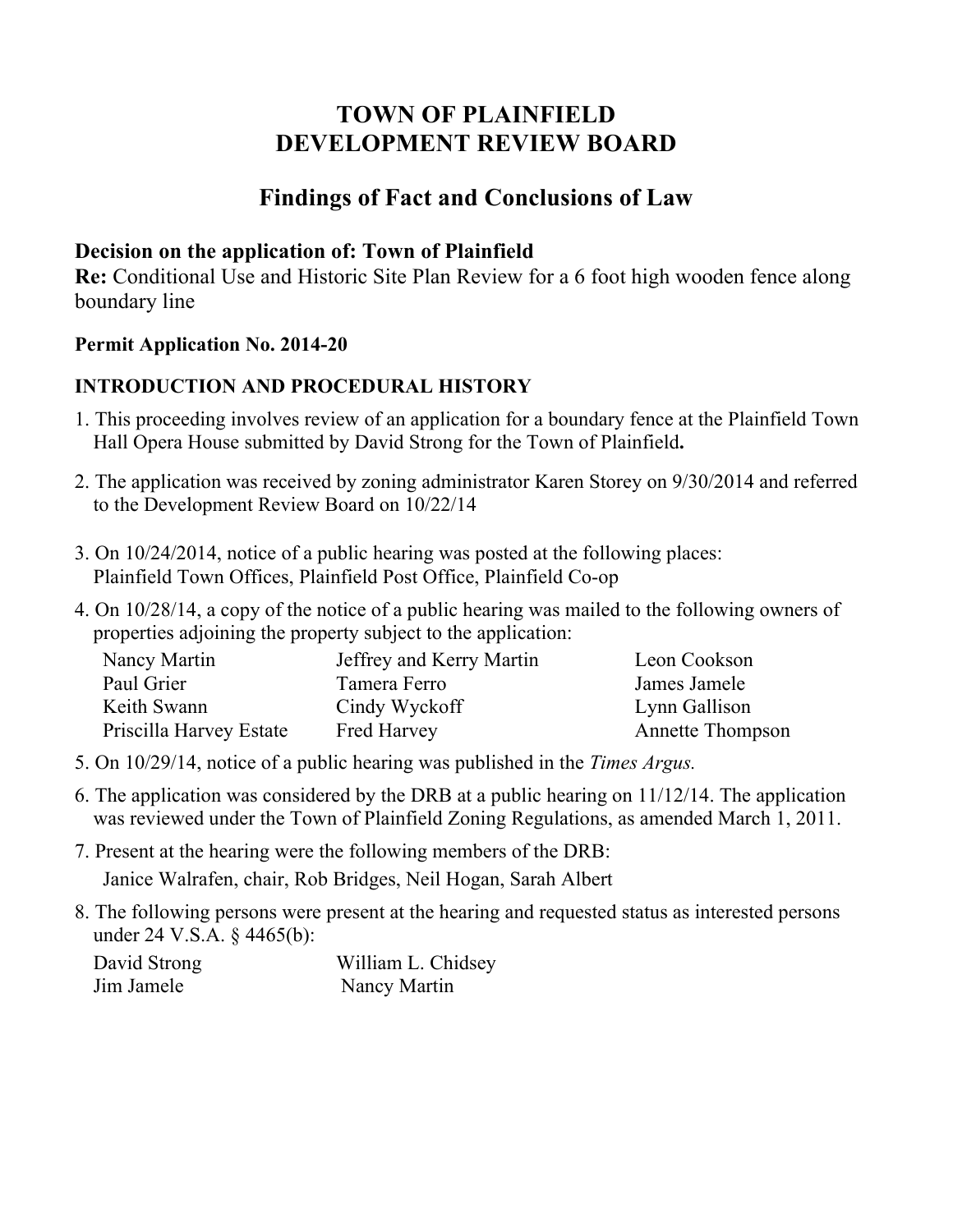# TOWN OF PLAINFIELD
# DEVELOPMENT REVIEW BOARD

## Findings of Fact and Conclusions of Law

**Decision on the application of: Town of Plainfield**
**Re:** Conditional Use and Historic Site Plan Review for a 6 foot high wooden fence along boundary line

**Permit Application No. 2014-20**

### INTRODUCTION AND PROCEDURAL HISTORY

1. This proceeding involves review of an application for a boundary fence at the Plainfield Town Hall Opera House submitted by David Strong for the Town of Plainfield**.**

2. The application was received by zoning administrator Karen Storey on 9/30/2014 and referred to the Development Review Board on 10/22/14

3. On 10/24/2014, notice of a public hearing was posted at the following places: Plainfield Town Offices, Plainfield Post Office, Plainfield Co-op

4. On 10/28/14, a copy of the notice of a public hearing was mailed to the following owners of properties adjoining the property subject to the application:

| | | |
|---|---|---|
| Nancy Martin | Jeffrey and Kerry Martin | Leon Cookson |
| Paul Grier | Tamera Ferro | James Jamele |
| Keith Swann | Cindy Wyckoff | Lynn Gallison |
| Priscilla Harvey Estate | Fred Harvey | Annette Thompson |

5. On 10/29/14, notice of a public hearing was published in the *Times Argus.*

6. The application was considered by the DRB at a public hearing on 11/12/14. The application was reviewed under the Town of Plainfield Zoning Regulations, as amended March 1, 2011.

7. Present at the hearing were the following members of the DRB:
   Janice Walrafen, chair, Rob Bridges, Neil Hogan, Sarah Albert

8. The following persons were present at the hearing and requested status as interested persons under 24 V.S.A. § 4465(b):

| | |
|---|---|
| David Strong | William L. Chidsey |
| Jim Jamele | Nancy Martin |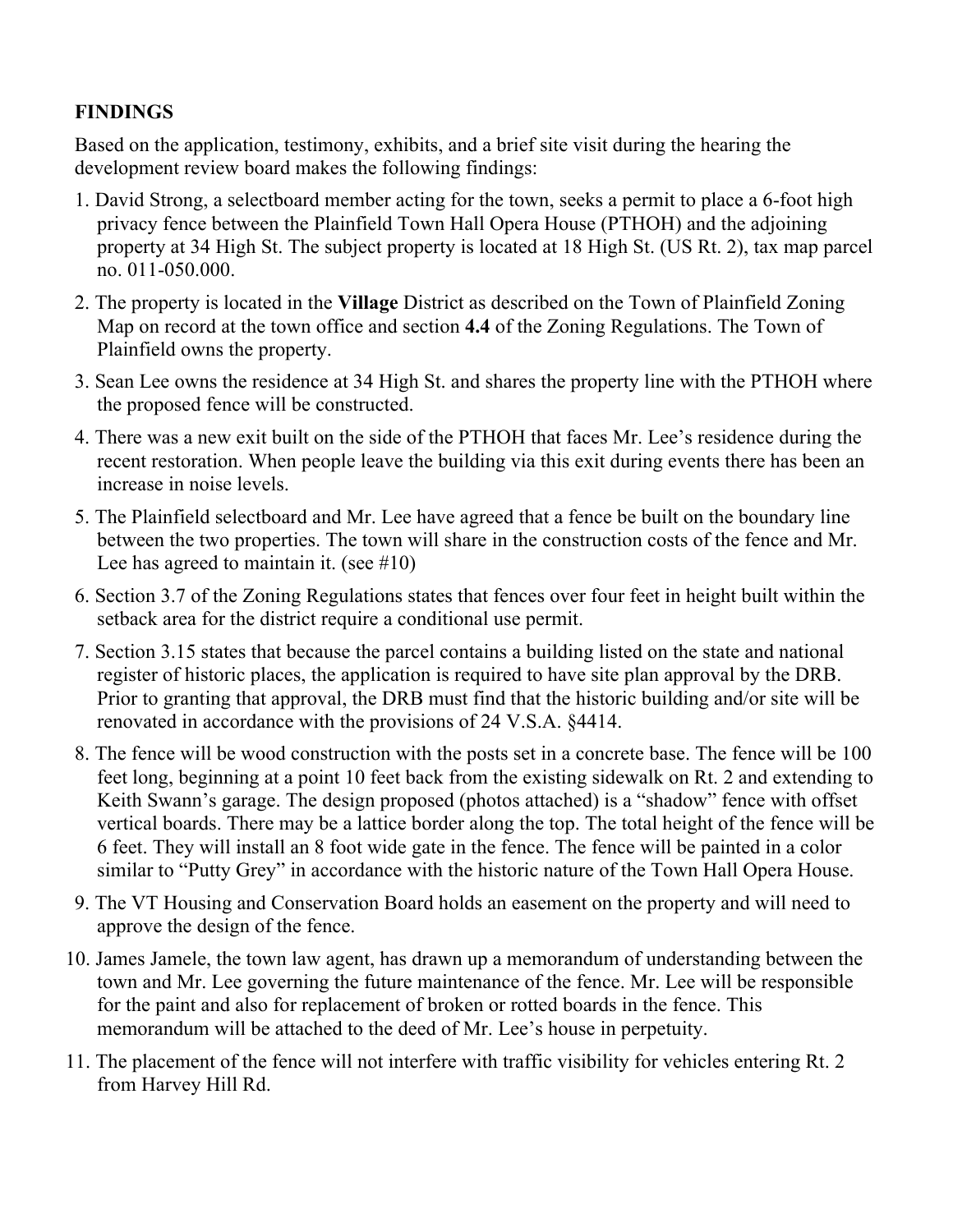**FINDINGS**

Based on the application, testimony, exhibits, and a brief site visit during the hearing the development review board makes the following findings:

1. David Strong, a selectboard member acting for the town, seeks a permit to place a 6-foot high privacy fence between the Plainfield Town Hall Opera House (PTHOH) and the adjoining property at 34 High St. The subject property is located at 18 High St. (US Rt. 2), tax map parcel no. 011-050.000.
2. The property is located in the **Village** District as described on the Town of Plainfield Zoning Map on record at the town office and section **4.4** of the Zoning Regulations. The Town of Plainfield owns the property.
3. Sean Lee owns the residence at 34 High St. and shares the property line with the PTHOH where the proposed fence will be constructed.
4. There was a new exit built on the side of the PTHOH that faces Mr. Lee's residence during the recent restoration. When people leave the building via this exit during events there has been an increase in noise levels.
5. The Plainfield selectboard and Mr. Lee have agreed that a fence be built on the boundary line between the two properties. The town will share in the construction costs of the fence and Mr. Lee has agreed to maintain it. (see #10)
6. Section 3.7 of the Zoning Regulations states that fences over four feet in height built within the setback area for the district require a conditional use permit.
7. Section 3.15 states that because the parcel contains a building listed on the state and national register of historic places, the application is required to have site plan approval by the DRB. Prior to granting that approval, the DRB must find that the historic building and/or site will be renovated in accordance with the provisions of 24 V.S.A. §4414.
8. The fence will be wood construction with the posts set in a concrete base. The fence will be 100 feet long, beginning at a point 10 feet back from the existing sidewalk on Rt. 2 and extending to Keith Swann's garage. The design proposed (photos attached) is a "shadow" fence with offset vertical boards. There may be a lattice border along the top. The total height of the fence will be 6 feet. They will install an 8 foot wide gate in the fence. The fence will be painted in a color similar to "Putty Grey" in accordance with the historic nature of the Town Hall Opera House.
9. The VT Housing and Conservation Board holds an easement on the property and will need to approve the design of the fence.
10. James Jamele, the town law agent, has drawn up a memorandum of understanding between the town and Mr. Lee governing the future maintenance of the fence. Mr. Lee will be responsible for the paint and also for replacement of broken or rotted boards in the fence. This memorandum will be attached to the deed of Mr. Lee's house in perpetuity.
11. The placement of the fence will not interfere with traffic visibility for vehicles entering Rt. 2 from Harvey Hill Rd.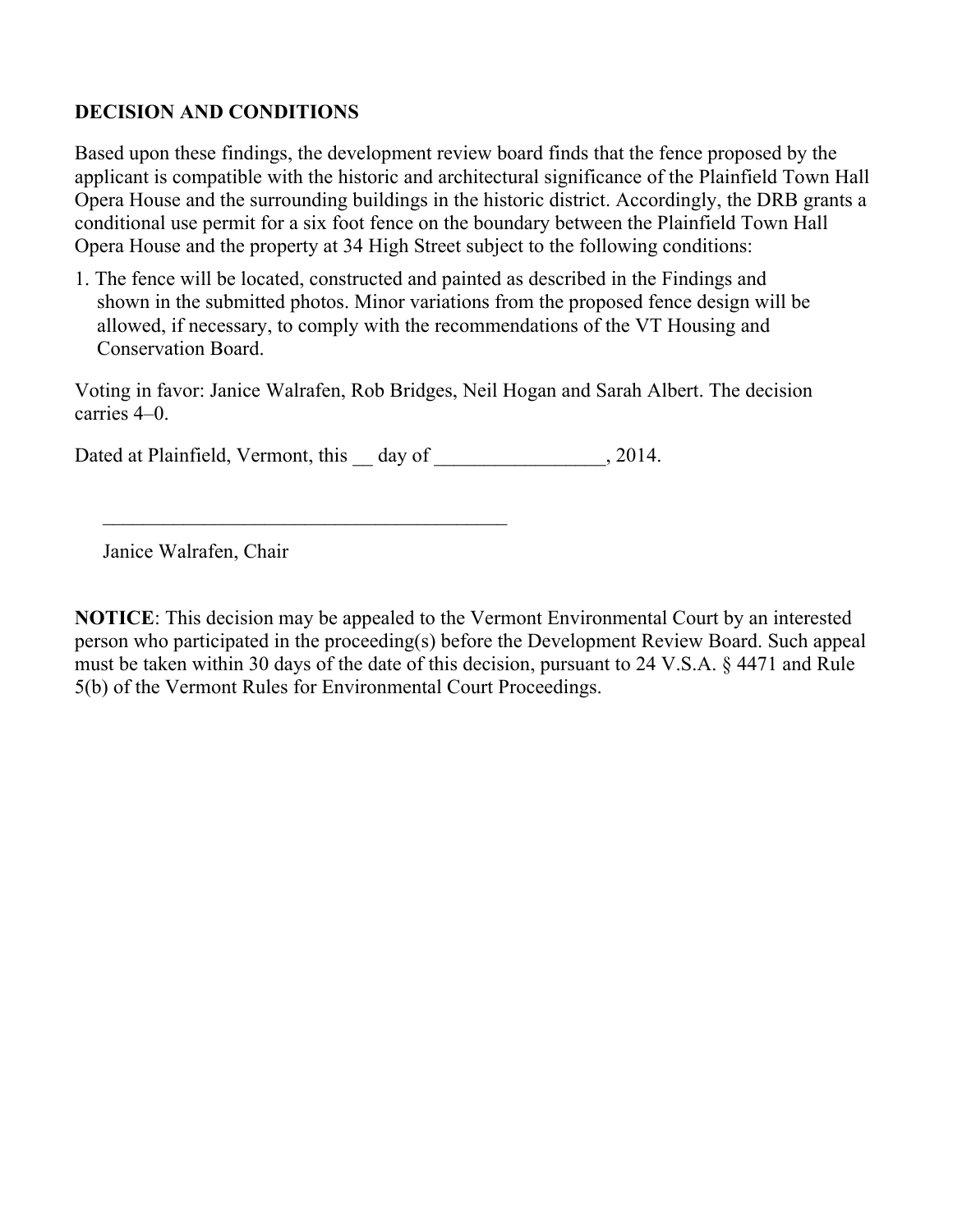**DECISION AND CONDITIONS**

Based upon these findings, the development review board finds that the fence proposed by the applicant is compatible with the historic and architectural significance of the Plainfield Town Hall Opera House and the surrounding buildings in the historic district. Accordingly, the DRB grants a conditional use permit for a six foot fence on the boundary between the Plainfield Town Hall Opera House and the property at 34 High Street subject to the following conditions:

1. The fence will be located, constructed and painted as described in the Findings and shown in the submitted photos. Minor variations from the proposed fence design will be allowed, if necessary, to comply with the recommendations of the VT Housing and Conservation Board.

Voting in favor: Janice Walrafen, Rob Bridges, Neil Hogan and Sarah Albert. The decision carries 4–0.

Dated at Plainfield, Vermont, this __ day of _________________, 2014.

__________________________________________

Janice Walrafen, Chair

**NOTICE**: This decision may be appealed to the Vermont Environmental Court by an interested person who participated in the proceeding(s) before the Development Review Board. Such appeal must be taken within 30 days of the date of this decision, pursuant to 24 V.S.A. § 4471 and Rule 5(b) of the Vermont Rules for Environmental Court Proceedings.